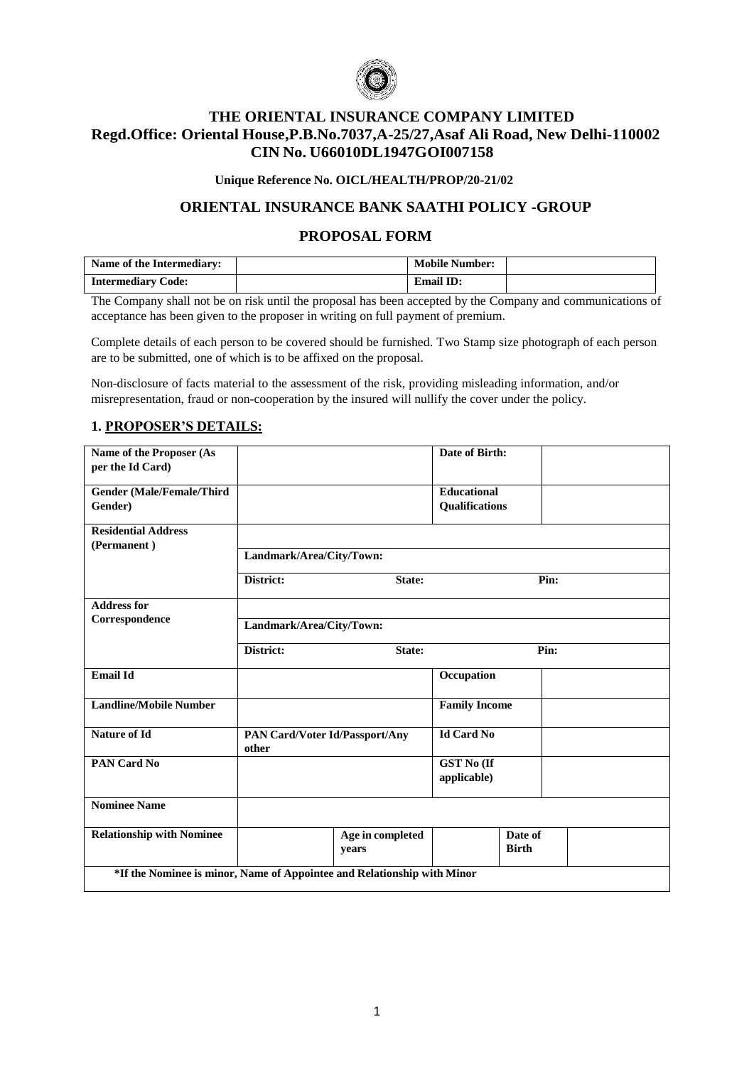# THE ORIENTAL INSURANCE COMPANY LIMITED

**Regd.Office: Oriental House,P.B.No.7037,A-25/27,Asaf Ali Road, New Delhi-110002**

**CIN No. U66010DL1947GOI007158**

**Unique Reference No. OICL/HEALTH/PROP/20-21/02**

## ORIENTAL INSURANCE BANK SAATHI POLICY -GROUP

## PROPOSAL FORM

| **Name of the Intermediary:** | | **Mobile Number:** | |
|---|---|---|---|
| **Intermediary Code:** | | **Email ID:** | |

The Company shall not be on risk until the proposal has been accepted by the Company and communications of acceptance has been given to the proposer in writing on full payment of premium.

Complete details of each person to be covered should be furnished. Two Stamp size photograph of each person are to be submitted, one of which is to be affixed on the proposal.

Non-disclosure of facts material to the assessment of the risk, providing misleading information, and/or misrepresentation, fraud or non-cooperation by the insured will nullify the cover under the policy.

### 1. PROPOSER'S DETAILS:

| | | | | | |
|---|---|---|---|---|---|
| **Name of the Proposer (As per the Id Card)** | | | **Date of Birth:** | | |
| **Gender (Male/Female/Third Gender)** | | | **Educational Qualifications** | | |
| **Residential Address (Permanent )** | | | | | |
| | **Landmark/Area/City/Town:** | | | | |
| | **District:** | **State:** | | **Pin:** | |
| **Address for Correspondence** | | | | | |
| | **Landmark/Area/City/Town:** | | | | |
| | **District:** | **State:** | | **Pin:** | |
| **Email Id** | | | **Occupation** | | |
| **Landline/Mobile Number** | | | **Family Income** | | |
| **Nature of Id** | **PAN Card/Voter Id/Passport/Any other** | | **Id Card No** | | |
| **PAN Card No** | | | **GST No (If applicable)** | | |
| **Nominee Name** | | | | | |
| **Relationship with Nominee** | | **Age in completed years** | | **Date of Birth** | |
| **\*If the Nominee is minor, Name of Appointee and Relationship with Minor** | | | | | |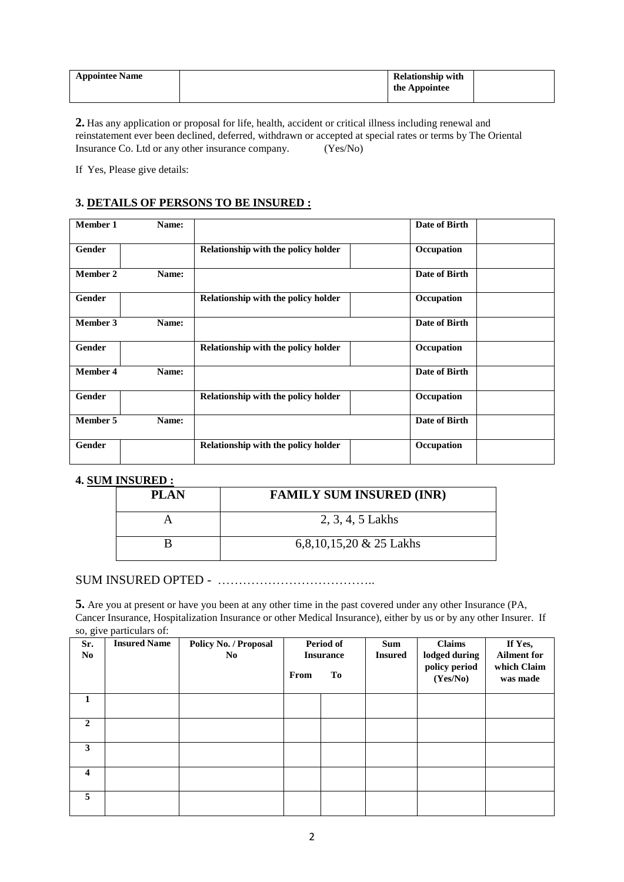| **Appointee Name** | | **Relationship with the Appointee** | |
|---|---|---|---|

**2.** Has any application or proposal for life, health, accident or critical illness including renewal and reinstatement ever been declined, deferred, withdrawn or accepted at special rates or terms by The Oriental Insurance Co. Ltd or any other insurance company. (Yes/No)

If Yes, Please give details:

### 3. DETAILS OF PERSONS TO BE INSURED :

| **Member 1** | **Name:** | | | **Date of Birth** | |
|---|---|---|---|---|---|
| **Gender** | | **Relationship with the policy holder** | | **Occupation** | |
| **Member 2** | **Name:** | | | **Date of Birth** | |
| **Gender** | | **Relationship with the policy holder** | | **Occupation** | |
| **Member 3** | **Name:** | | | **Date of Birth** | |
| **Gender** | | **Relationship with the policy holder** | | **Occupation** | |
| **Member 4** | **Name:** | | | **Date of Birth** | |
| **Gender** | | **Relationship with the policy holder** | | **Occupation** | |
| **Member 5** | **Name:** | | | **Date of Birth** | |
| **Gender** | | **Relationship with the policy holder** | | **Occupation** | |

### 4. SUM INSURED :

| **PLAN** | **FAMILY SUM INSURED (INR)** |
|---|---|
| A | 2, 3, 4, 5 Lakhs |
| B | 6,8,10,15,20 & 25 Lakhs |

SUM INSURED OPTED - ………………………………..

**5.** Are you at present or have you been at any other time in the past covered under any other Insurance (PA, Cancer Insurance, Hospitalization Insurance or other Medical Insurance), either by us or by any other Insurer. If so, give particulars of:

| **Sr. No** | **Insured Name** | **Policy No. / Proposal No** | **Period of Insurance** | | **Sum Insured** | **Claims lodged during policy period (Yes/No)** | **If Yes, Ailment for which Claim was made** |
|---|---|---|---|---|---|---|---|
| | | | **From** | **To** | | | |
| **1** | | | | | | | |
| **2** | | | | | | | |
| **3** | | | | | | | |
| **4** | | | | | | | |
| **5** | | | | | | | |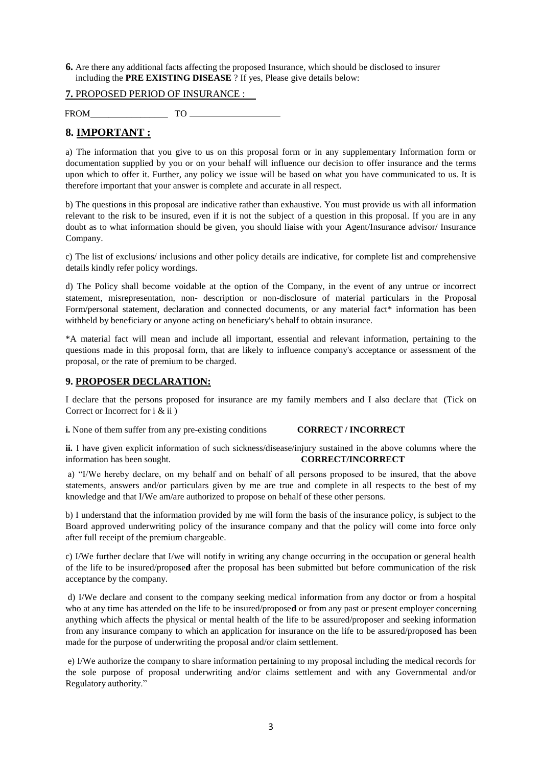**6.** Are there any additional facts affecting the proposed Insurance, which should be disclosed to insurer including the **PRE EXISTING DISEASE** ? If yes, Please give details below:

**7.** PROPOSED PERIOD OF INSURANCE :

FROM__________________ TO ____________________

## 8. IMPORTANT :

a) The information that you give to us on this proposal form or in any supplementary Information form or documentation supplied by you or on your behalf will influence our decision to offer insurance and the terms upon which to offer it. Further, any policy we issue will be based on what you have communicated to us. It is therefore important that your answer is complete and accurate in all respect.

b) The questions in this proposal are indicative rather than exhaustive. You must provide us with all information relevant to the risk to be insured, even if it is not the subject of a question in this proposal. If you are in any doubt as to what information should be given, you should liaise with your Agent/Insurance advisor/ Insurance Company.

c) The list of exclusions/ inclusions and other policy details are indicative, for complete list and comprehensive details kindly refer policy wordings.

d) The Policy shall become voidable at the option of the Company, in the event of any untrue or incorrect statement, misrepresentation, non- description or non-disclosure of material particulars in the Proposal Form/personal statement, declaration and connected documents, or any material fact* information has been withheld by beneficiary or anyone acting on beneficiary's behalf to obtain insurance.

*A material fact will mean and include all important, essential and relevant information, pertaining to the questions made in this proposal form, that are likely to influence company's acceptance or assessment of the proposal, or the rate of premium to be charged.

## 9. PROPOSER DECLARATION:

I declare that the persons proposed for insurance are my family members and I also declare that (Tick on Correct or Incorrect for i & ii )

**i.** None of them suffer from any pre-existing conditions **CORRECT / INCORRECT**

**ii.** I have given explicit information of such sickness/disease/injury sustained in the above columns where the information has been sought. **CORRECT/INCORRECT**

a) "I/We hereby declare, on my behalf and on behalf of all persons proposed to be insured, that the above statements, answers and/or particulars given by me are true and complete in all respects to the best of my knowledge and that I/We am/are authorized to propose on behalf of these other persons.

b) I understand that the information provided by me will form the basis of the insurance policy, is subject to the Board approved underwriting policy of the insurance company and that the policy will come into force only after full receipt of the premium chargeable.

c) I/We further declare that I/we will notify in writing any change occurring in the occupation or general health of the life to be insured/proposed after the proposal has been submitted but before communication of the risk acceptance by the company.

d) I/We declare and consent to the company seeking medical information from any doctor or from a hospital who at any time has attended on the life to be insured/proposed or from any past or present employer concerning anything which affects the physical or mental health of the life to be assured/proposer and seeking information from any insurance company to which an application for insurance on the life to be assured/proposed has been made for the purpose of underwriting the proposal and/or claim settlement.

e) I/We authorize the company to share information pertaining to my proposal including the medical records for the sole purpose of proposal underwriting and/or claims settlement and with any Governmental and/or Regulatory authority."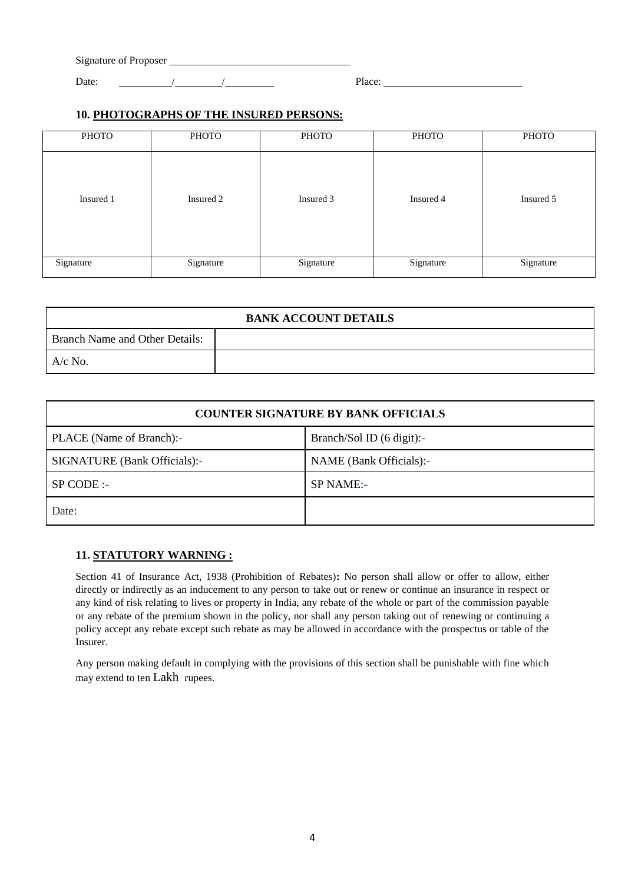Signature of Proposer ______________________________

Date: _________/_________/_________ Place: ________________________

## 10. PHOTOGRAPHS OF THE INSURED PERSONS:

| PHOTO | PHOTO | PHOTO | PHOTO | PHOTO |
|---|---|---|---|---|
| Insured 1 | Insured 2 | Insured 3 | Insured 4 | Insured 5 |
| Signature | Signature | Signature | Signature | Signature |

| BANK ACCOUNT DETAILS | |
|---|---|
| Branch Name and Other Details: | |
| A/c No. | |

| COUNTER SIGNATURE BY BANK OFFICIALS | |
|---|---|
| PLACE (Name of Branch):- | Branch/Sol ID (6 digit):- |
| SIGNATURE (Bank Officials):- | NAME (Bank Officials):- |
| SP CODE :- | SP NAME:- |
| Date: | |

## 11. STATUTORY WARNING :

Section 41 of Insurance Act, 1938 (Prohibition of Rebates)**:** No person shall allow or offer to allow, either directly or indirectly as an inducement to any person to take out or renew or continue an insurance in respect or any kind of risk relating to lives or property in India, any rebate of the whole or part of the commission payable or any rebate of the premium shown in the policy, nor shall any person taking out of renewing or continuing a policy accept any rebate except such rebate as may be allowed in accordance with the prospectus or table of the Insurer.

Any person making default in complying with the provisions of this section shall be punishable with fine which may extend to ten Lakh rupees.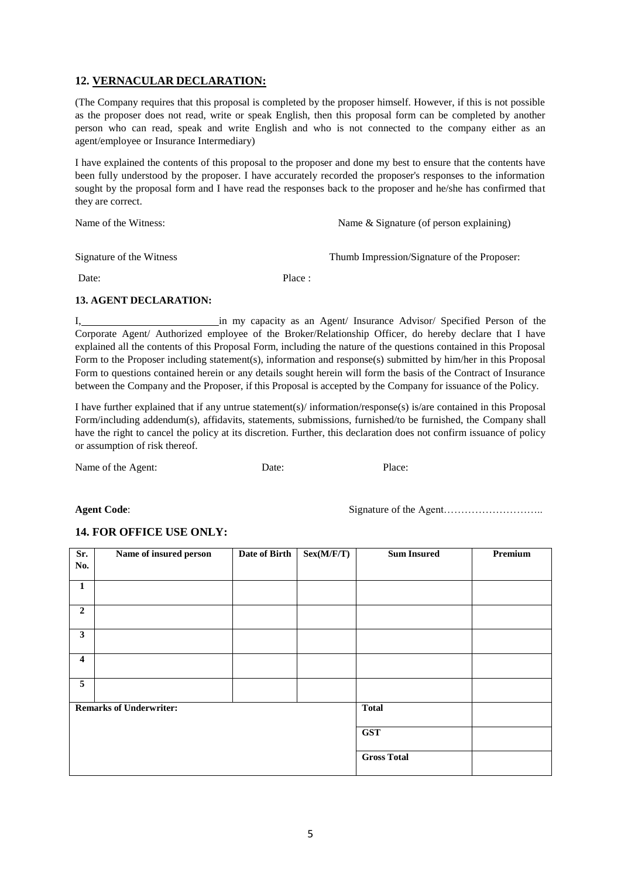## 12. VERNACULAR DECLARATION:

(The Company requires that this proposal is completed by the proposer himself. However, if this is not possible as the proposer does not read, write or speak English, then this proposal form can be completed by another person who can read, speak and write English and who is not connected to the company either as an agent/employee or Insurance Intermediary)

I have explained the contents of this proposal to the proposer and done my best to ensure that the contents have been fully understood by the proposer. I have accurately recorded the proposer's responses to the information sought by the proposal form and I have read the responses back to the proposer and he/she has confirmed that they are correct.

Name of the Witness: Name & Signature (of person explaining)

Signature of the Witness Thumb Impression/Signature of the Proposer:

Date: Place :

## 13. AGENT DECLARATION:

I,\_\_\_\_\_\_\_\_\_\_\_\_\_\_\_\_\_\_\_\_\_\_\_\_\_\_ in my capacity as an Agent/ Insurance Advisor/ Specified Person of the Corporate Agent/ Authorized employee of the Broker/Relationship Officer, do hereby declare that I have explained all the contents of this Proposal Form, including the nature of the questions contained in this Proposal Form to the Proposer including statement(s), information and response(s) submitted by him/her in this Proposal Form to questions contained herein or any details sought herein will form the basis of the Contract of Insurance between the Company and the Proposer, if this Proposal is accepted by the Company for issuance of the Policy.

I have further explained that if any untrue statement(s)/ information/response(s) is/are contained in this Proposal Form/including addendum(s), affidavits, statements, submissions, furnished/to be furnished, the Company shall have the right to cancel the policy at its discretion. Further, this declaration does not confirm issuance of policy or assumption of risk thereof.

Name of the Agent: Date: Place:

**Agent Code**: Signature of the Agent………………………..

## 14. FOR OFFICE USE ONLY:

| Sr. No. | Name of insured person | Date of Birth | Sex(M/F/T) | Sum Insured | Premium |
|---|---|---|---|---|---|
| 1 | | | | | |
| 2 | | | | | |
| 3 | | | | | |
| 4 | | | | | |
| 5 | | | | | |
| **Remarks of Underwriter:** | | | | **Total** | |
| | | | | **GST** | |
| | | | | **Gross Total** | |